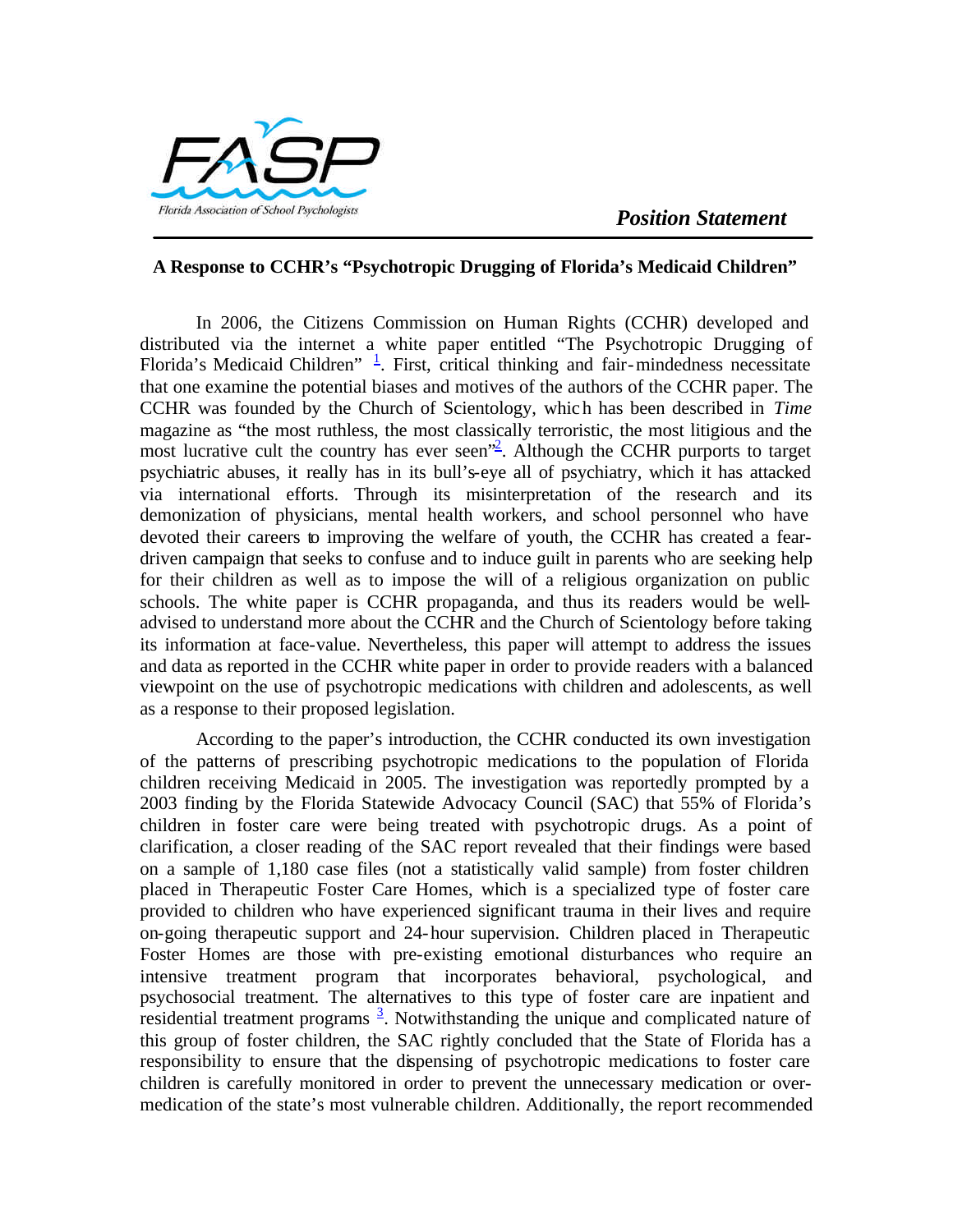FASP

Florida Association of School Psychologists

*Position Statement*

**A Response to CCHR's "Psychotropic Drugging of Florida's Medicaid Children"**

In 2006, the Citizens Commission on Human Rights (CCHR) developed and distributed via the internet a white paper entitled "The Psychotropic Drugging of Florida's Medicaid Children" [1]. First, critical thinking and fair-mindedness necessitate that one examine the potential biases and motives of the authors of the CCHR paper. The CCHR was founded by the Church of Scientology, which has been described in *Time* magazine as "the most ruthless, the most classically terroristic, the most litigious and the most lucrative cult the country has ever seen"[2]. Although the CCHR purports to target psychiatric abuses, it really has in its bull's-eye all of psychiatry, which it has attacked via international efforts. Through its misinterpretation of the research and its demonization of physicians, mental health workers, and school personnel who have devoted their careers to improving the welfare of youth, the CCHR has created a fear-driven campaign that seeks to confuse and to induce guilt in parents who are seeking help for their children as well as to impose the will of a religious organization on public schools. The white paper is CCHR propaganda, and thus its readers would be well-advised to understand more about the CCHR and the Church of Scientology before taking its information at face-value. Nevertheless, this paper will attempt to address the issues and data as reported in the CCHR white paper in order to provide readers with a balanced viewpoint on the use of psychotropic medications with children and adolescents, as well as a response to their proposed legislation.

According to the paper's introduction, the CCHR conducted its own investigation of the patterns of prescribing psychotropic medications to the population of Florida children receiving Medicaid in 2005. The investigation was reportedly prompted by a 2003 finding by the Florida Statewide Advocacy Council (SAC) that 55% of Florida's children in foster care were being treated with psychotropic drugs. As a point of clarification, a closer reading of the SAC report revealed that their findings were based on a sample of 1,180 case files (not a statistically valid sample) from foster children placed in Therapeutic Foster Care Homes, which is a specialized type of foster care provided to children who have experienced significant trauma in their lives and require on-going therapeutic support and 24-hour supervision. Children placed in Therapeutic Foster Homes are those with pre-existing emotional disturbances who require an intensive treatment program that incorporates behavioral, psychological, and psychosocial treatment. The alternatives to this type of foster care are inpatient and residential treatment programs [3]. Notwithstanding the unique and complicated nature of this group of foster children, the SAC rightly concluded that the State of Florida has a responsibility to ensure that the dispensing of psychotropic medications to foster care children is carefully monitored in order to prevent the unnecessary medication or over-medication of the state's most vulnerable children. Additionally, the report recommended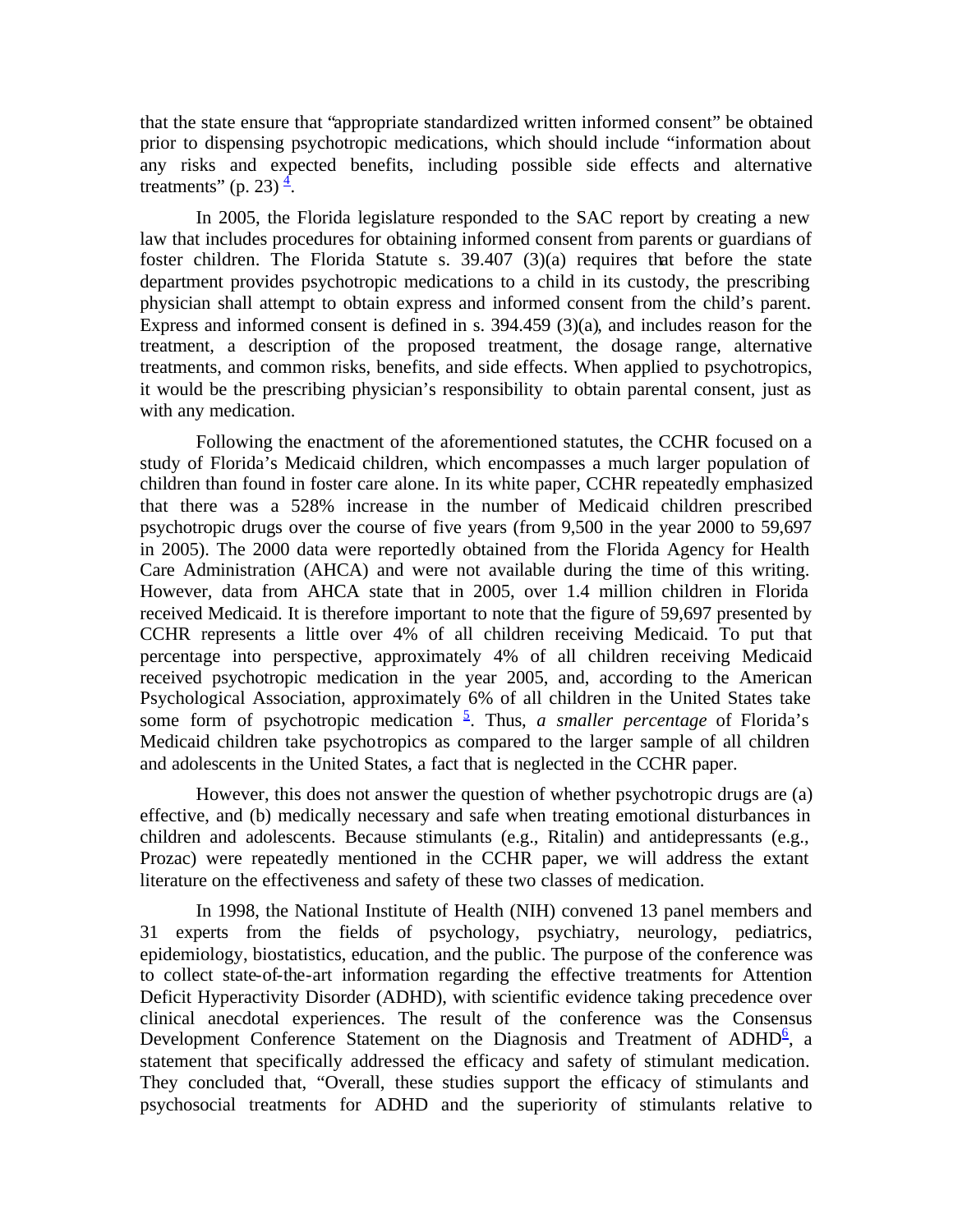that the state ensure that "appropriate standardized written informed consent" be obtained prior to dispensing psychotropic medications, which should include "information about any risks and expected benefits, including possible side effects and alternative treatments" (p. 23) [4].

In 2005, the Florida legislature responded to the SAC report by creating a new law that includes procedures for obtaining informed consent from parents or guardians of foster children. The Florida Statute s. 39.407 (3)(a) requires that before the state department provides psychotropic medications to a child in its custody, the prescribing physician shall attempt to obtain express and informed consent from the child's parent. Express and informed consent is defined in s. 394.459 (3)(a), and includes reason for the treatment, a description of the proposed treatment, the dosage range, alternative treatments, and common risks, benefits, and side effects. When applied to psychotropics, it would be the prescribing physician's responsibility to obtain parental consent, just as with any medication.

Following the enactment of the aforementioned statutes, the CCHR focused on a study of Florida's Medicaid children, which encompasses a much larger population of children than found in foster care alone. In its white paper, CCHR repeatedly emphasized that there was a 528% increase in the number of Medicaid children prescribed psychotropic drugs over the course of five years (from 9,500 in the year 2000 to 59,697 in 2005). The 2000 data were reportedly obtained from the Florida Agency for Health Care Administration (AHCA) and were not available during the time of this writing. However, data from AHCA state that in 2005, over 1.4 million children in Florida received Medicaid. It is therefore important to note that the figure of 59,697 presented by CCHR represents a little over 4% of all children receiving Medicaid. To put that percentage into perspective, approximately 4% of all children receiving Medicaid received psychotropic medication in the year 2005, and, according to the American Psychological Association, approximately 6% of all children in the United States take some form of psychotropic medication [5]. Thus, *a smaller percentage* of Florida's Medicaid children take psychotropics as compared to the larger sample of all children and adolescents in the United States, a fact that is neglected in the CCHR paper.

However, this does not answer the question of whether psychotropic drugs are (a) effective, and (b) medically necessary and safe when treating emotional disturbances in children and adolescents. Because stimulants (e.g., Ritalin) and antidepressants (e.g., Prozac) were repeatedly mentioned in the CCHR paper, we will address the extant literature on the effectiveness and safety of these two classes of medication.

In 1998, the National Institute of Health (NIH) convened 13 panel members and 31 experts from the fields of psychology, psychiatry, neurology, pediatrics, epidemiology, biostatistics, education, and the public. The purpose of the conference was to collect state-of-the-art information regarding the effective treatments for Attention Deficit Hyperactivity Disorder (ADHD), with scientific evidence taking precedence over clinical anecdotal experiences. The result of the conference was the Consensus Development Conference Statement on the Diagnosis and Treatment of ADHD[6], a statement that specifically addressed the efficacy and safety of stimulant medication. They concluded that, "Overall, these studies support the efficacy of stimulants and psychosocial treatments for ADHD and the superiority of stimulants relative to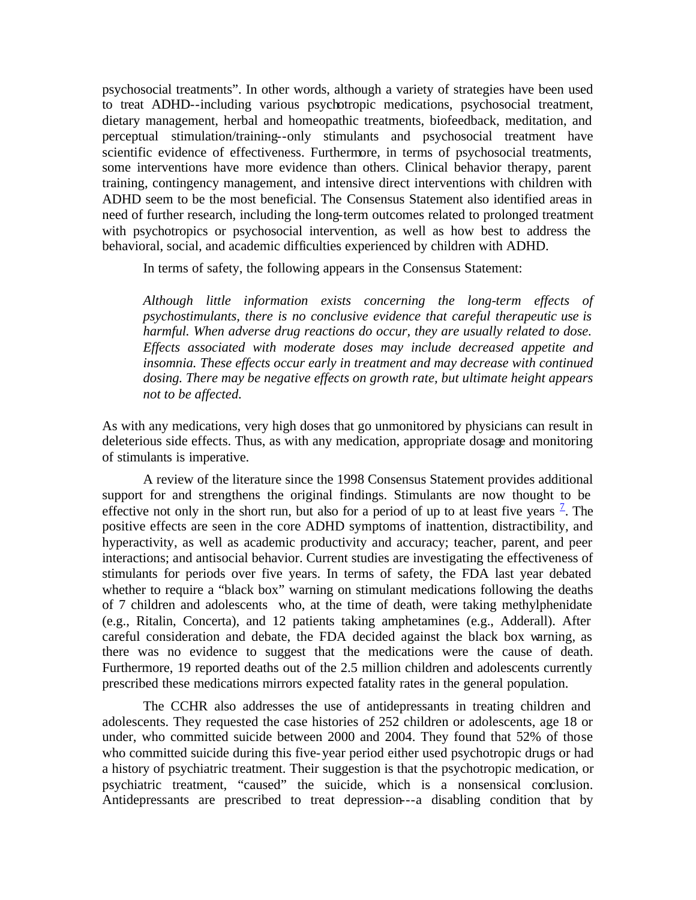psychosocial treatments". In other words, although a variety of strategies have been used to treat ADHD--including various psychotropic medications, psychosocial treatment, dietary management, herbal and homeopathic treatments, biofeedback, meditation, and perceptual stimulation/training--only stimulants and psychosocial treatment have scientific evidence of effectiveness. Furthermore, in terms of psychosocial treatments, some interventions have more evidence than others. Clinical behavior therapy, parent training, contingency management, and intensive direct interventions with children with ADHD seem to be the most beneficial. The Consensus Statement also identified areas in need of further research, including the long-term outcomes related to prolonged treatment with psychotropics or psychosocial intervention, as well as how best to address the behavioral, social, and academic difficulties experienced by children with ADHD.

In terms of safety, the following appears in the Consensus Statement:

> *Although little information exists concerning the long-term effects of psychostimulants, there is no conclusive evidence that careful therapeutic use is harmful. When adverse drug reactions do occur, they are usually related to dose. Effects associated with moderate doses may include decreased appetite and insomnia. These effects occur early in treatment and may decrease with continued dosing. There may be negative effects on growth rate, but ultimate height appears not to be affected.*

As with any medications, very high doses that go unmonitored by physicians can result in deleterious side effects. Thus, as with any medication, appropriate dosage and monitoring of stimulants is imperative.

A review of the literature since the 1998 Consensus Statement provides additional support for and strengthens the original findings. Stimulants are now thought to be effective not only in the short run, but also for a period of up to at least five years [7]. The positive effects are seen in the core ADHD symptoms of inattention, distractibility, and hyperactivity, as well as academic productivity and accuracy; teacher, parent, and peer interactions; and antisocial behavior. Current studies are investigating the effectiveness of stimulants for periods over five years. In terms of safety, the FDA last year debated whether to require a "black box" warning on stimulant medications following the deaths of 7 children and adolescents who, at the time of death, were taking methylphenidate (e.g., Ritalin, Concerta), and 12 patients taking amphetamines (e.g., Adderall). After careful consideration and debate, the FDA decided against the black box warning, as there was no evidence to suggest that the medications were the cause of death. Furthermore, 19 reported deaths out of the 2.5 million children and adolescents currently prescribed these medications mirrors expected fatality rates in the general population.

The CCHR also addresses the use of antidepressants in treating children and adolescents. They requested the case histories of 252 children or adolescents, age 18 or under, who committed suicide between 2000 and 2004. They found that 52% of those who committed suicide during this five-year period either used psychotropic drugs or had a history of psychiatric treatment. Their suggestion is that the psychotropic medication, or psychiatric treatment, "caused" the suicide, which is a nonsensical conclusion. Antidepressants are prescribed to treat depression---a disabling condition that by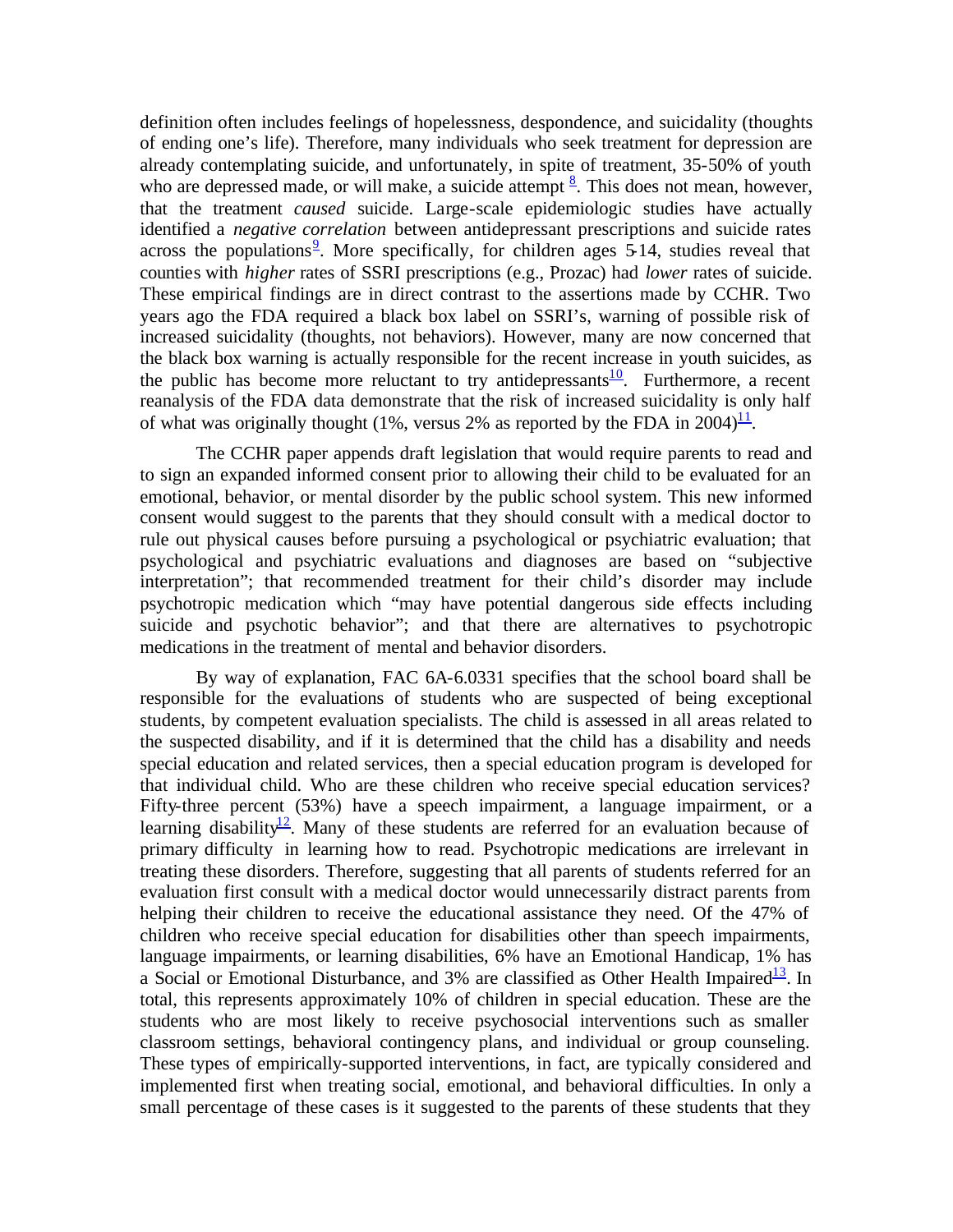definition often includes feelings of hopelessness, despondence, and suicidality (thoughts of ending one's life). Therefore, many individuals who seek treatment for depression are already contemplating suicide, and unfortunately, in spite of treatment, 35-50% of youth who are depressed made, or will make, a suicide attempt [8]. This does not mean, however, that the treatment *caused* suicide. Large-scale epidemiologic studies have actually identified a *negative correlation* between antidepressant prescriptions and suicide rates across the populations[9]. More specifically, for children ages 5-14, studies reveal that counties with *higher* rates of SSRI prescriptions (e.g., Prozac) had *lower* rates of suicide. These empirical findings are in direct contrast to the assertions made by CCHR. Two years ago the FDA required a black box label on SSRI's, warning of possible risk of increased suicidality (thoughts, not behaviors). However, many are now concerned that the black box warning is actually responsible for the recent increase in youth suicides, as the public has become more reluctant to try antidepressants[10]. Furthermore, a recent reanalysis of the FDA data demonstrate that the risk of increased suicidality is only half of what was originally thought (1%, versus 2% as reported by the FDA in 2004)[11].

The CCHR paper appends draft legislation that would require parents to read and to sign an expanded informed consent prior to allowing their child to be evaluated for an emotional, behavior, or mental disorder by the public school system. This new informed consent would suggest to the parents that they should consult with a medical doctor to rule out physical causes before pursuing a psychological or psychiatric evaluation; that psychological and psychiatric evaluations and diagnoses are based on "subjective interpretation"; that recommended treatment for their child's disorder may include psychotropic medication which "may have potential dangerous side effects including suicide and psychotic behavior"; and that there are alternatives to psychotropic medications in the treatment of mental and behavior disorders.

By way of explanation, FAC 6A-6.0331 specifies that the school board shall be responsible for the evaluations of students who are suspected of being exceptional students, by competent evaluation specialists. The child is assessed in all areas related to the suspected disability, and if it is determined that the child has a disability and needs special education and related services, then a special education program is developed for that individual child. Who are these children who receive special education services? Fifty-three percent (53%) have a speech impairment, a language impairment, or a learning disability[12]. Many of these students are referred for an evaluation because of primary difficulty in learning how to read. Psychotropic medications are irrelevant in treating these disorders. Therefore, suggesting that all parents of students referred for an evaluation first consult with a medical doctor would unnecessarily distract parents from helping their children to receive the educational assistance they need. Of the 47% of children who receive special education for disabilities other than speech impairments, language impairments, or learning disabilities, 6% have an Emotional Handicap, 1% has a Social or Emotional Disturbance, and 3% are classified as Other Health Impaired[13]. In total, this represents approximately 10% of children in special education. These are the students who are most likely to receive psychosocial interventions such as smaller classroom settings, behavioral contingency plans, and individual or group counseling. These types of empirically-supported interventions, in fact, are typically considered and implemented first when treating social, emotional, and behavioral difficulties. In only a small percentage of these cases is it suggested to the parents of these students that they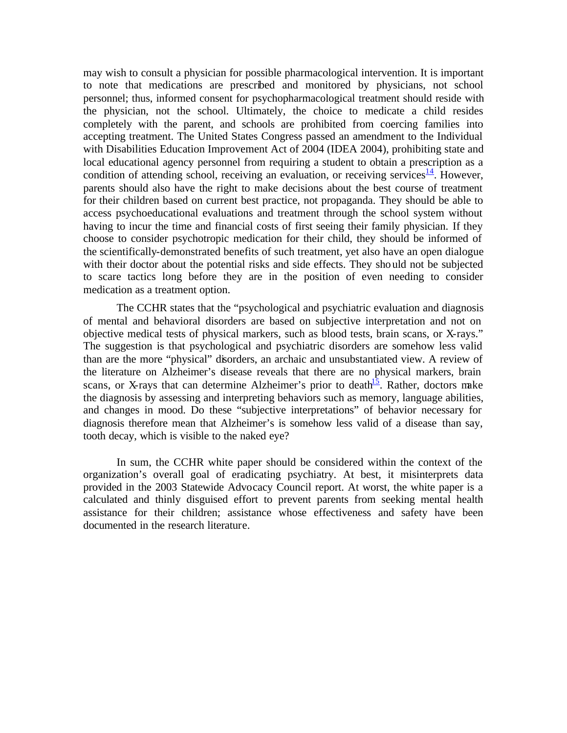may wish to consult a physician for possible pharmacological intervention. It is important to note that medications are prescribed and monitored by physicians, not school personnel; thus, informed consent for psychopharmacological treatment should reside with the physician, not the school. Ultimately, the choice to medicate a child resides completely with the parent, and schools are prohibited from coercing families into accepting treatment. The United States Congress passed an amendment to the Individual with Disabilities Education Improvement Act of 2004 (IDEA 2004), prohibiting state and local educational agency personnel from requiring a student to obtain a prescription as a condition of attending school, receiving an evaluation, or receiving services[14]. However, parents should also have the right to make decisions about the best course of treatment for their children based on current best practice, not propaganda. They should be able to access psychoeducational evaluations and treatment through the school system without having to incur the time and financial costs of first seeing their family physician. If they choose to consider psychotropic medication for their child, they should be informed of the scientifically-demonstrated benefits of such treatment, yet also have an open dialogue with their doctor about the potential risks and side effects. They should not be subjected to scare tactics long before they are in the position of even needing to consider medication as a treatment option.

The CCHR states that the "psychological and psychiatric evaluation and diagnosis of mental and behavioral disorders are based on subjective interpretation and not on objective medical tests of physical markers, such as blood tests, brain scans, or X-rays." The suggestion is that psychological and psychiatric disorders are somehow less valid than are the more "physical" disorders, an archaic and unsubstantiated view. A review of the literature on Alzheimer's disease reveals that there are no physical markers, brain scans, or X-rays that can determine Alzheimer's prior to death[15]. Rather, doctors make the diagnosis by assessing and interpreting behaviors such as memory, language abilities, and changes in mood. Do these "subjective interpretations" of behavior necessary for diagnosis therefore mean that Alzheimer's is somehow less valid of a disease than say, tooth decay, which is visible to the naked eye?

In sum, the CCHR white paper should be considered within the context of the organization's overall goal of eradicating psychiatry. At best, it misinterprets data provided in the 2003 Statewide Advocacy Council report. At worst, the white paper is a calculated and thinly disguised effort to prevent parents from seeking mental health assistance for their children; assistance whose effectiveness and safety have been documented in the research literature.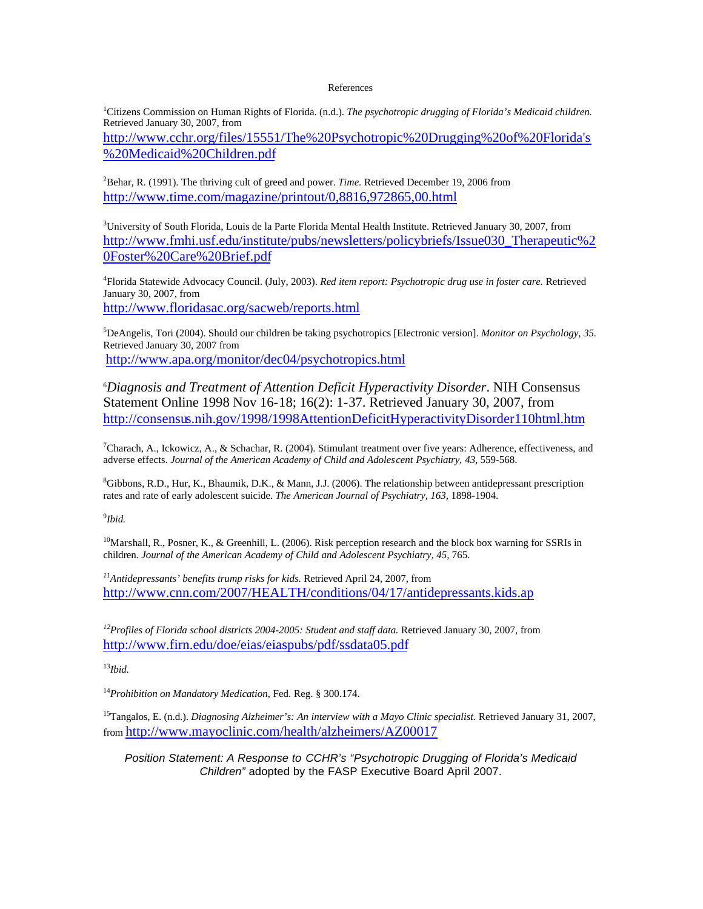References

[1]Citizens Commission on Human Rights of Florida. (n.d.). *The psychotropic drugging of Florida's Medicaid children.* Retrieved January 30, 2007, from http://www.cchr.org/files/15551/The%20Psychotropic%20Drugging%20of%20Florida's%20Medicaid%20Children.pdf

[2]Behar, R. (1991). The thriving cult of greed and power. *Time.* Retrieved December 19, 2006 from http://www.time.com/magazine/printout/0,8816,972865,00.html

[3]University of South Florida, Louis de la Parte Florida Mental Health Institute. Retrieved January 30, 2007, from http://www.fmhi.usf.edu/institute/pubs/newsletters/policybriefs/Issue030_Therapeutic%20Foster%20Care%20Brief.pdf

[4]Florida Statewide Advocacy Council. (July, 2003). *Red item report: Psychotropic drug use in foster care.* Retrieved January 30, 2007, from http://www.floridasac.org/sacweb/reports.html

[5]DeAngelis, Tori (2004). Should our children be taking psychotropics [Electronic version]. *Monitor on Psychology, 35.* Retrieved January 30, 2007 from http://www.apa.org/monitor/dec04/psychotropics.html

[6]*Diagnosis and Treatment of Attention Deficit Hyperactivity Disorder*. NIH Consensus Statement Online 1998 Nov 16-18; 16(2): 1-37. Retrieved January 30, 2007, from http://consensus.nih.gov/1998/1998AttentionDeficitHyperactivityDisorder110html.htm

[7]Charach, A., Ickowicz, A., & Schachar, R. (2004). Stimulant treatment over five years: Adherence, effectiveness, and adverse effects. *Journal of the American Academy of Child and Adolescent Psychiatry, 43,* 559-568.

[8]Gibbons, R.D., Hur, K., Bhaumik, D.K., & Mann, J.J. (2006). The relationship between antidepressant prescription rates and rate of early adolescent suicide. *The American Journal of Psychiatry, 163*, 1898-1904.

[9]*Ibid.*

[10]Marshall, R., Posner, K., & Greenhill, L. (2006). Risk perception research and the block box warning for SSRIs in children. *Journal of the American Academy of Child and Adolescent Psychiatry, 45*, 765.

[11]*Antidepressants' benefits trump risks for kids.* Retrieved April 24, 2007, from http://www.cnn.com/2007/HEALTH/conditions/04/17/antidepressants.kids.ap

[12]*Profiles of Florida school districts 2004-2005: Student and staff data.* Retrieved January 30, 2007, from http://www.firn.edu/doe/eias/eiaspubs/pdf/ssdata05.pdf

[13]*Ibid.*

[14]*Prohibition on Mandatory Medication*, Fed. Reg. § 300.174.

[15]Tangalos, E. (n.d.). *Diagnosing Alzheimer's: An interview with a Mayo Clinic specialist.* Retrieved January 31, 2007, from http://www.mayoclinic.com/health/alzheimers/AZ00017

*Position Statement: A Response to CCHR's "Psychotropic Drugging of Florida's Medicaid Children"* adopted by the FASP Executive Board April 2007.